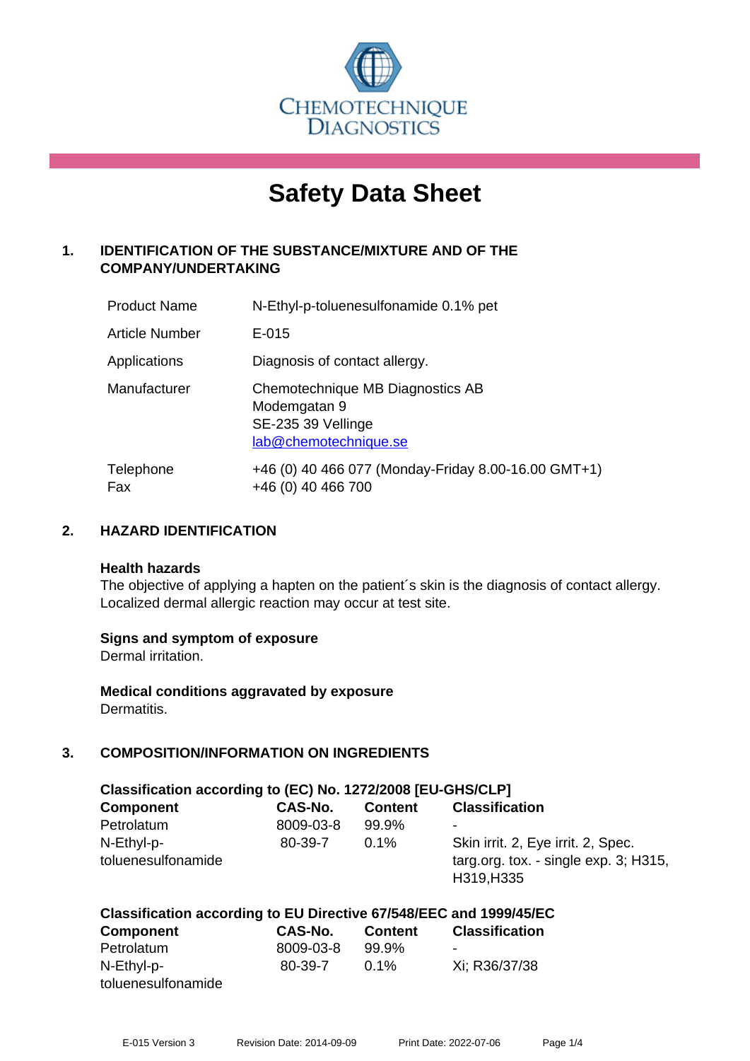CHEMOTECHNIQUE DIAGNOSTICS

# Safety Data Sheet

## 1. IDENTIFICATION OF THE SUBSTANCE/MIXTURE AND OF THE COMPANY/UNDERTAKING

| | |
|---|---|
| Product Name | N-Ethyl-p-toluenesulfonamide 0.1% pet |
| Article Number | E-015 |
| Applications | Diagnosis of contact allergy. |
| Manufacturer | Chemotechnique MB Diagnostics AB<br>Modemgatan 9<br>SE-235 39 Vellinge<br>lab@chemotechnique.se |
| Telephone<br>Fax | +46 (0) 40 466 077 (Monday-Friday 8.00-16.00 GMT+1)<br>+46 (0) 40 466 700 |

## 2. HAZARD IDENTIFICATION

### Health hazards

The objective of applying a hapten on the patient´s skin is the diagnosis of contact allergy. Localized dermal allergic reaction may occur at test site.

### Signs and symptom of exposure

Dermal irritation.

### Medical conditions aggravated by exposure

Dermatitis.

## 3. COMPOSITION/INFORMATION ON INGREDIENTS

**Classification according to (EC) No. 1272/2008 [EU-GHS/CLP]**

| Component | CAS-No. | Content | Classification |
|---|---|---|---|
| Petrolatum | 8009-03-8 | 99.9% | - |
| N-Ethyl-p-toluenesulfonamide | 80-39-7 | 0.1% | Skin irrit. 2, Eye irrit. 2, Spec. targ.org. tox. - single exp. 3; H315, H319,H335 |

**Classification according to EU Directive 67/548/EEC and 1999/45/EC**

| Component | CAS-No. | Content | Classification |
|---|---|---|---|
| Petrolatum | 8009-03-8 | 99.9% | - |
| N-Ethyl-p-toluenesulfonamide | 80-39-7 | 0.1% | Xi; R36/37/38 |

E-015 Version 3 Revision Date: 2014-09-09 Print Date: 2022-07-06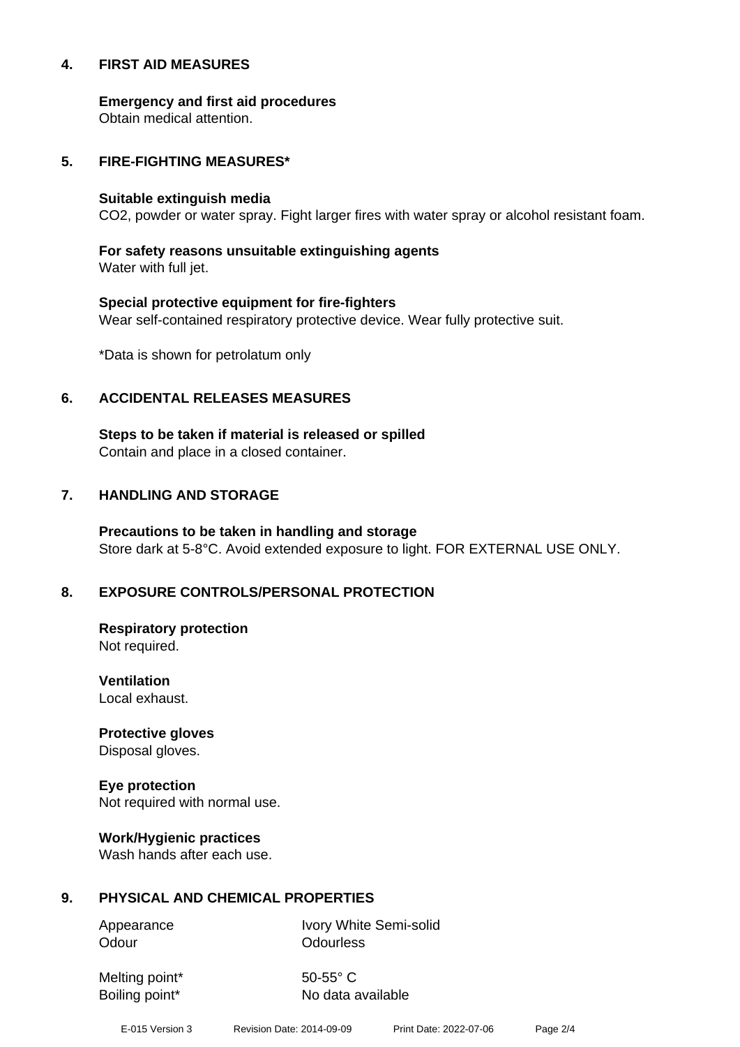## 4. FIRST AID MEASURES

**Emergency and first aid procedures**
Obtain medical attention.

## 5. FIRE-FIGHTING MEASURES*

**Suitable extinguish media**
$CO_2$, powder or water spray. Fight larger fires with water spray or alcohol resistant foam.

**For safety reasons unsuitable extinguishing agents**
Water with full jet.

**Special protective equipment for fire-fighters**
Wear self-contained respiratory protective device. Wear fully protective suit.

*Data is shown for petrolatum only

## 6. ACCIDENTAL RELEASES MEASURES

**Steps to be taken if material is released or spilled**
Contain and place in a closed container.

## 7. HANDLING AND STORAGE

**Precautions to be taken in handling and storage**
Store dark at 5-8°C. Avoid extended exposure to light. FOR EXTERNAL USE ONLY.

## 8. EXPOSURE CONTROLS/PERSONAL PROTECTION

**Respiratory protection**
Not required.

**Ventilation**
Local exhaust.

**Protective gloves**
Disposal gloves.

**Eye protection**
Not required with normal use.

**Work/Hygienic practices**
Wash hands after each use.

## 9. PHYSICAL AND CHEMICAL PROPERTIES

| | |
|---|---|
| Appearance | Ivory White Semi-solid |
| Odour | Odourless |
| Melting point* | 50-55° C |
| Boiling point* | No data available |

E-015 Version 3 Revision Date: 2014-09-09 Print Date: 2022-07-06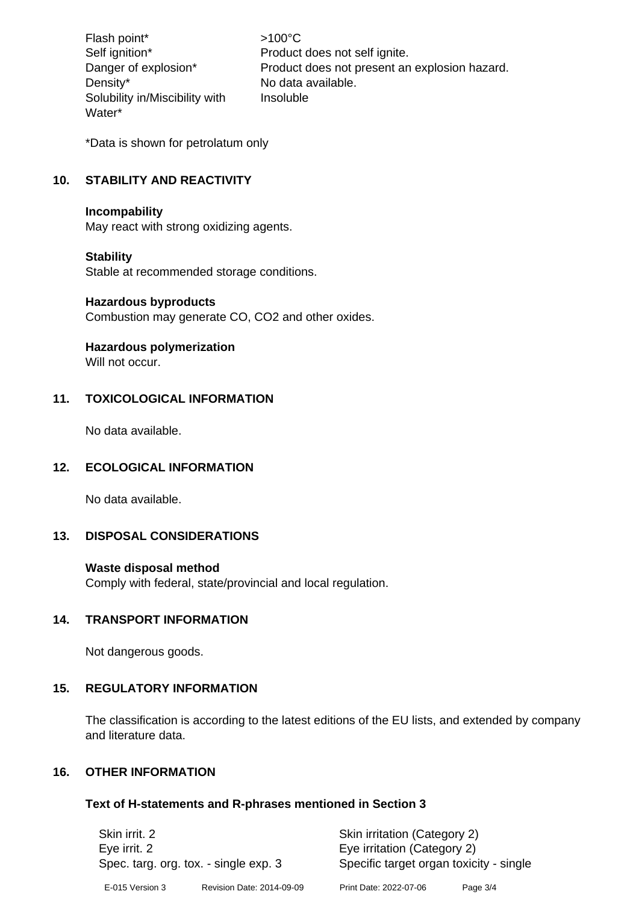| | |
|---|---|
| Flash point* | >100°C |
| Self ignition* | Product does not self ignite. |
| Danger of explosion* | Product does not present an explosion hazard. |
| Density* | No data available. |
| Solubility in/Miscibility with Water* | Insoluble |

*Data is shown for petrolatum only

## 10. STABILITY AND REACTIVITY

**Incompability**
May react with strong oxidizing agents.

**Stability**
Stable at recommended storage conditions.

**Hazardous byproducts**
Combustion may generate CO, $CO_2$ and other oxides.

**Hazardous polymerization**
Will not occur.

## 11. TOXICOLOGICAL INFORMATION

No data available.

## 12. ECOLOGICAL INFORMATION

No data available.

## 13. DISPOSAL CONSIDERATIONS

**Waste disposal method**
Comply with federal, state/provincial and local regulation.

## 14. TRANSPORT INFORMATION

Not dangerous goods.

## 15. REGULATORY INFORMATION

The classification is according to the latest editions of the EU lists, and extended by company and literature data.

## 16. OTHER INFORMATION

### Text of H-statements and R-phrases mentioned in Section 3

| | |
|---|---|
| Skin irrit. 2 | Skin irritation (Category 2) |
| Eye irrit. 2 | Eye irritation (Category 2) |
| Spec. targ. org. tox. - single exp. 3 | Specific target organ toxicity - single |

E-015 Version 3 Revision Date: 2014-09-09 Print Date: 2022-07-06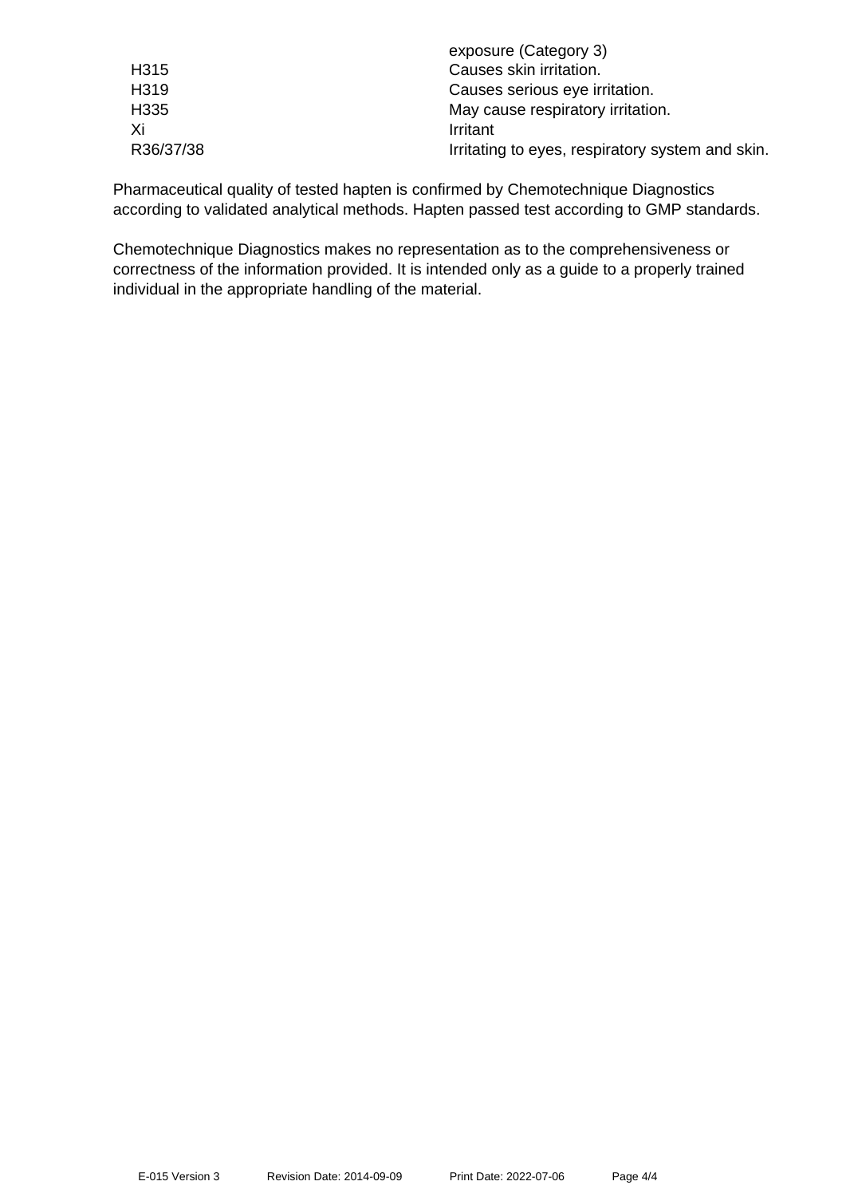| | |
|---|---|
| | exposure (Category 3) |
| H315 | Causes skin irritation. |
| H319 | Causes serious eye irritation. |
| H335 | May cause respiratory irritation. |
| Xi | Irritant |
| R36/37/38 | Irritating to eyes, respiratory system and skin. |

Pharmaceutical quality of tested hapten is confirmed by Chemotechnique Diagnostics according to validated analytical methods. Hapten passed test according to GMP standards.

Chemotechnique Diagnostics makes no representation as to the comprehensiveness or correctness of the information provided. It is intended only as a guide to a properly trained individual in the appropriate handling of the material.